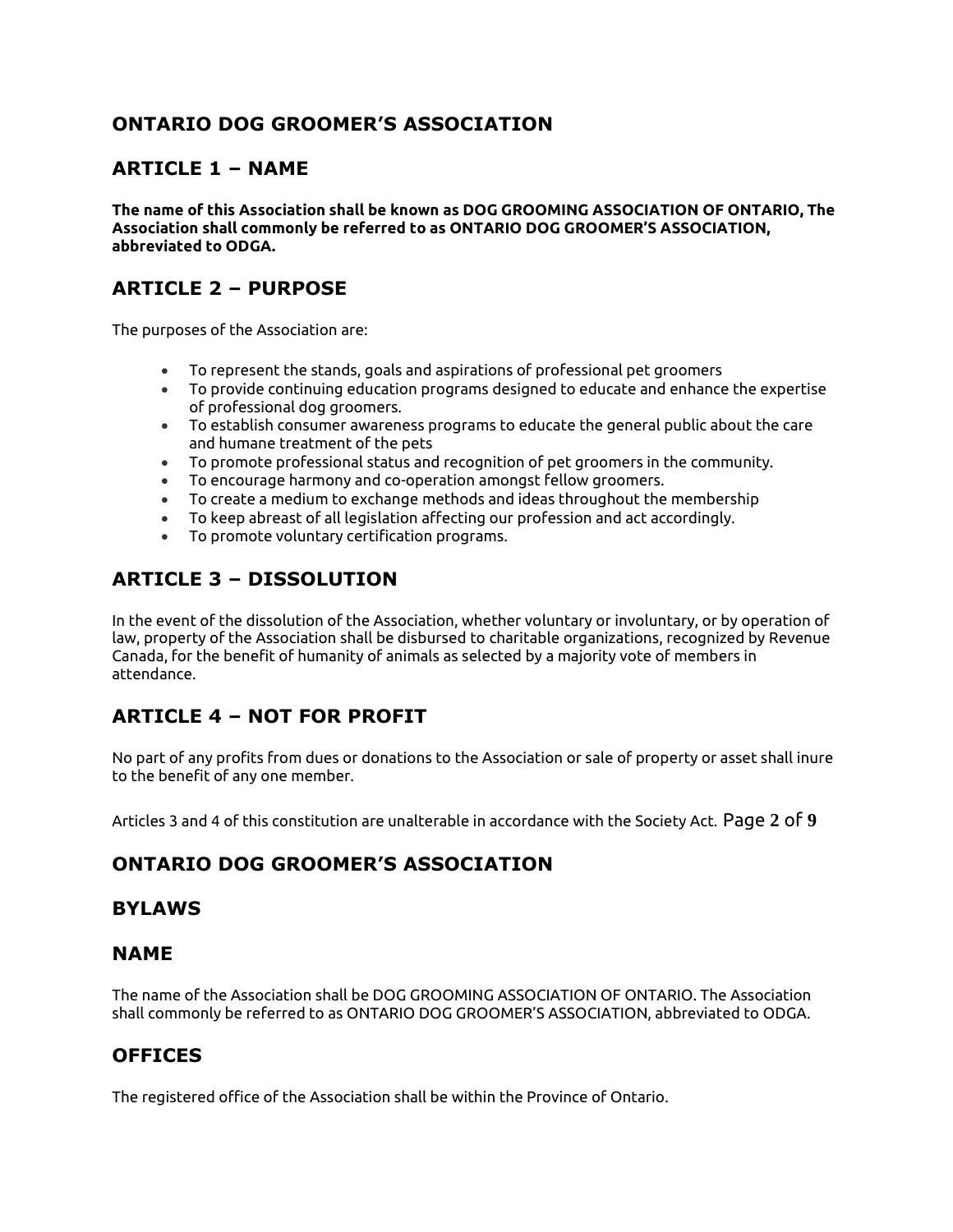## ONTARIO DOG GROOMER'S ASSOCIATION

## ARTICLE 1 – NAME

**The name of this Association shall be known as DOG GROOMING ASSOCIATION OF ONTARIO, The Association shall commonly be referred to as ONTARIO DOG GROOMER'S ASSOCIATION, abbreviated to ODGA.**

## ARTICLE 2 – PURPOSE

The purposes of the Association are:

- To represent the stands, goals and aspirations of professional pet groomers
- To provide continuing education programs designed to educate and enhance the expertise of professional dog groomers.
- To establish consumer awareness programs to educate the general public about the care and humane treatment of the pets
- To promote professional status and recognition of pet groomers in the community.
- To encourage harmony and co-operation amongst fellow groomers.
- To create a medium to exchange methods and ideas throughout the membership
- To keep abreast of all legislation affecting our profession and act accordingly.
- To promote voluntary certification programs.

## ARTICLE 3 – DISSOLUTION

In the event of the dissolution of the Association, whether voluntary or involuntary, or by operation of law, property of the Association shall be disbursed to charitable organizations, recognized by Revenue Canada, for the benefit of humanity of animals as selected by a majority vote of members in attendance.

## ARTICLE 4 – NOT FOR PROFIT

No part of any profits from dues or donations to the Association or sale of property or asset shall inure to the benefit of any one member.

Articles 3 and 4 of this constitution are unalterable in accordance with the Society Act.

## ONTARIO DOG GROOMER'S ASSOCIATION

## BYLAWS

## NAME

The name of the Association shall be DOG GROOMING ASSOCIATION OF ONTARIO. The Association shall commonly be referred to as ONTARIO DOG GROOMER'S ASSOCIATION, abbreviated to ODGA.

## OFFICES

The registered office of the Association shall be within the Province of Ontario.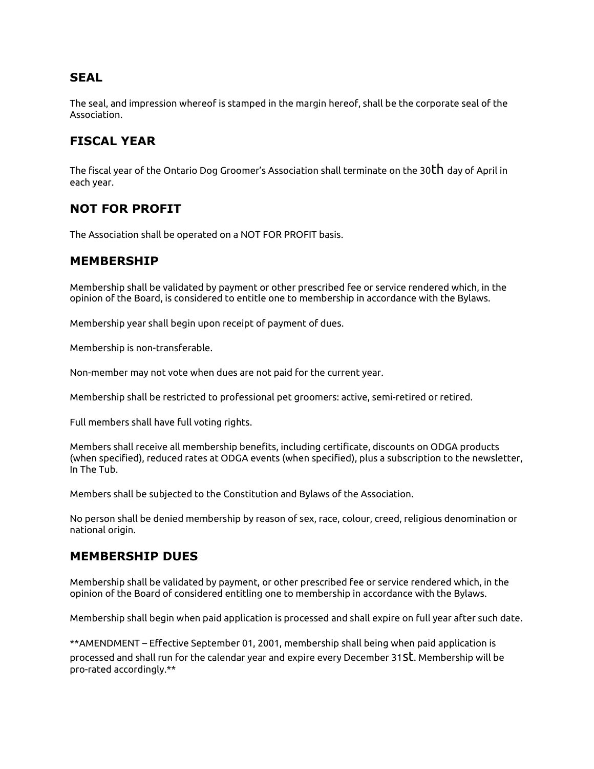## SEAL

The seal, and impression whereof is stamped in the margin hereof, shall be the corporate seal of the Association.

## FISCAL YEAR

The fiscal year of the Ontario Dog Groomer's Association shall terminate on the 30th day of April in each year.

## NOT FOR PROFIT

The Association shall be operated on a NOT FOR PROFIT basis.

## MEMBERSHIP

Membership shall be validated by payment or other prescribed fee or service rendered which, in the opinion of the Board, is considered to entitle one to membership in accordance with the Bylaws.

Membership year shall begin upon receipt of payment of dues.

Membership is non-transferable.

Non-member may not vote when dues are not paid for the current year.

Membership shall be restricted to professional pet groomers: active, semi-retired or retired.

Full members shall have full voting rights.

Members shall receive all membership benefits, including certificate, discounts on ODGA products (when specified), reduced rates at ODGA events (when specified), plus a subscription to the newsletter, In The Tub.

Members shall be subjected to the Constitution and Bylaws of the Association.

No person shall be denied membership by reason of sex, race, colour, creed, religious denomination or national origin.

## MEMBERSHIP DUES

Membership shall be validated by payment, or other prescribed fee or service rendered which, in the opinion of the Board of considered entitling one to membership in accordance with the Bylaws.

Membership shall begin when paid application is processed and shall expire on full year after such date.

**AMENDMENT – Effective September 01, 2001, membership shall being when paid application is processed and shall run for the calendar year and expire every December 31st. Membership will be pro-rated accordingly.**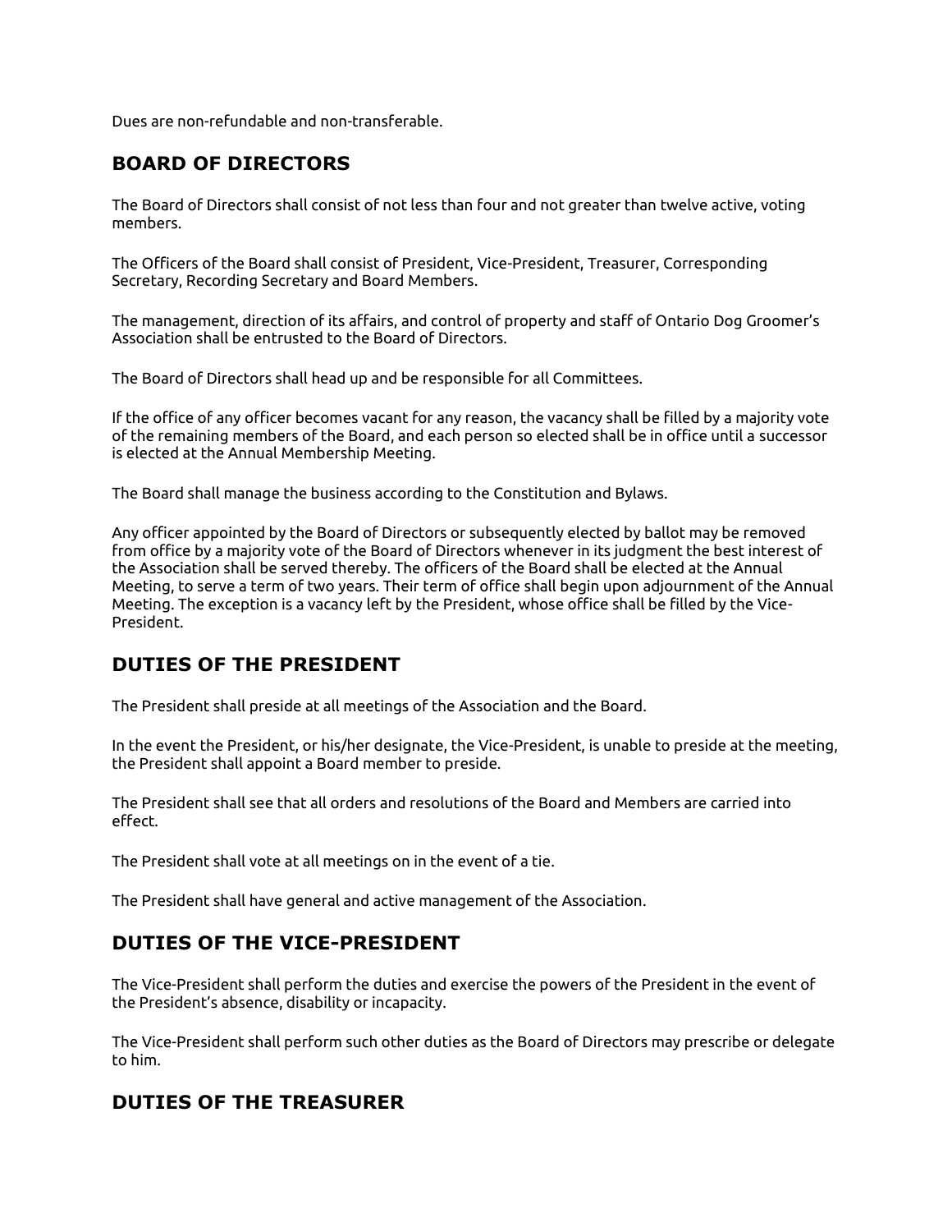Dues are non-refundable and non-transferable.

## BOARD OF DIRECTORS

The Board of Directors shall consist of not less than four and not greater than twelve active, voting members.

The Officers of the Board shall consist of President, Vice-President, Treasurer, Corresponding Secretary, Recording Secretary and Board Members.

The management, direction of its affairs, and control of property and staff of Ontario Dog Groomer's Association shall be entrusted to the Board of Directors.

The Board of Directors shall head up and be responsible for all Committees.

If the office of any officer becomes vacant for any reason, the vacancy shall be filled by a majority vote of the remaining members of the Board, and each person so elected shall be in office until a successor is elected at the Annual Membership Meeting.

The Board shall manage the business according to the Constitution and Bylaws.

Any officer appointed by the Board of Directors or subsequently elected by ballot may be removed from office by a majority vote of the Board of Directors whenever in its judgment the best interest of the Association shall be served thereby. The officers of the Board shall be elected at the Annual Meeting, to serve a term of two years. Their term of office shall begin upon adjournment of the Annual Meeting. The exception is a vacancy left by the President, whose office shall be filled by the Vice-President.

## DUTIES OF THE PRESIDENT

The President shall preside at all meetings of the Association and the Board.

In the event the President, or his/her designate, the Vice-President, is unable to preside at the meeting, the President shall appoint a Board member to preside.

The President shall see that all orders and resolutions of the Board and Members are carried into effect.

The President shall vote at all meetings on in the event of a tie.

The President shall have general and active management of the Association.

## DUTIES OF THE VICE-PRESIDENT

The Vice-President shall perform the duties and exercise the powers of the President in the event of the President's absence, disability or incapacity.

The Vice-President shall perform such other duties as the Board of Directors may prescribe or delegate to him.

## DUTIES OF THE TREASURER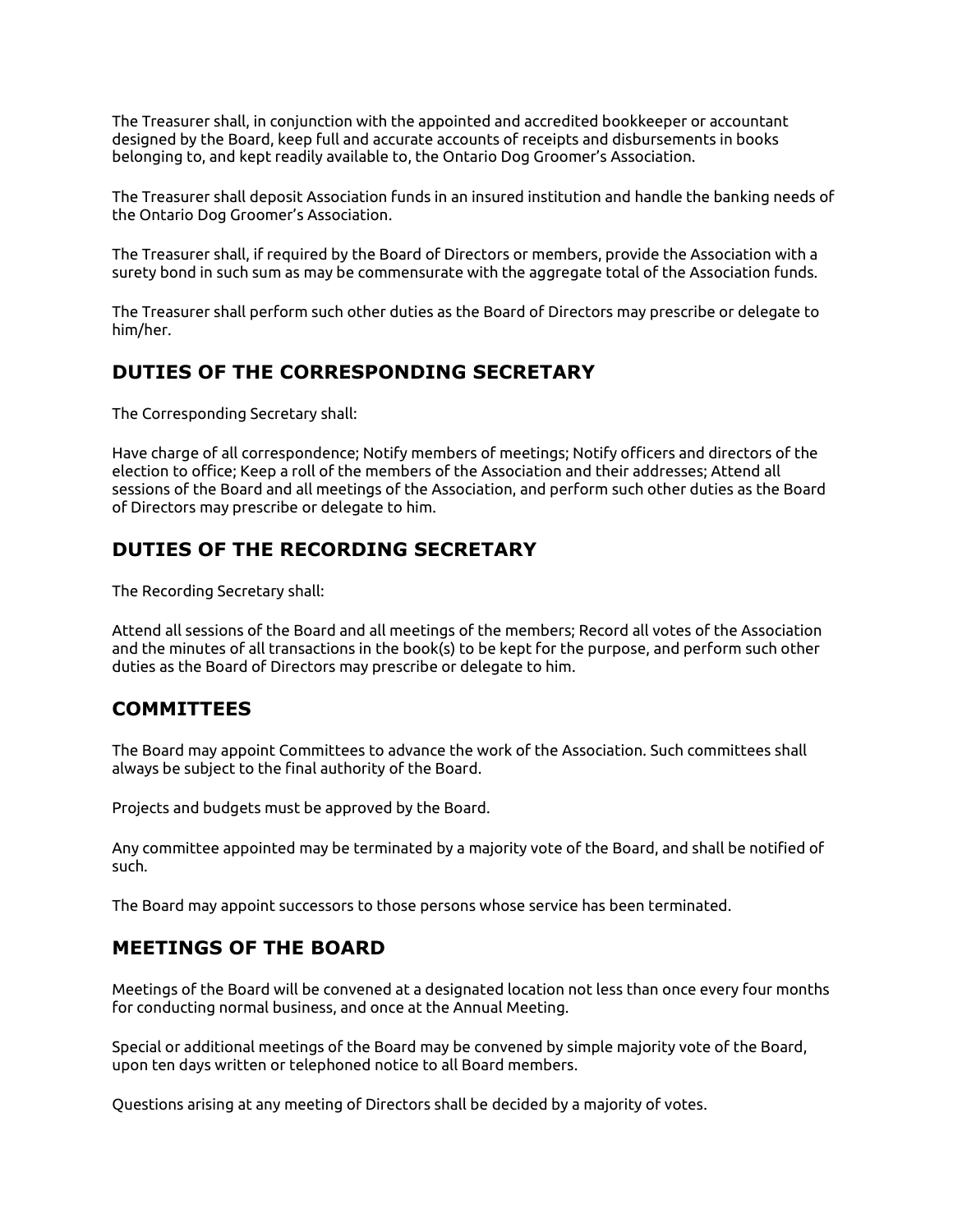The Treasurer shall, in conjunction with the appointed and accredited bookkeeper or accountant designed by the Board, keep full and accurate accounts of receipts and disbursements in books belonging to, and kept readily available to, the Ontario Dog Groomer's Association.

The Treasurer shall deposit Association funds in an insured institution and handle the banking needs of the Ontario Dog Groomer's Association.

The Treasurer shall, if required by the Board of Directors or members, provide the Association with a surety bond in such sum as may be commensurate with the aggregate total of the Association funds.

The Treasurer shall perform such other duties as the Board of Directors may prescribe or delegate to him/her.

## DUTIES OF THE CORRESPONDING SECRETARY

The Corresponding Secretary shall:

Have charge of all correspondence; Notify members of meetings; Notify officers and directors of the election to office; Keep a roll of the members of the Association and their addresses; Attend all sessions of the Board and all meetings of the Association, and perform such other duties as the Board of Directors may prescribe or delegate to him.

## DUTIES OF THE RECORDING SECRETARY

The Recording Secretary shall:

Attend all sessions of the Board and all meetings of the members; Record all votes of the Association and the minutes of all transactions in the book(s) to be kept for the purpose, and perform such other duties as the Board of Directors may prescribe or delegate to him.

## COMMITTEES

The Board may appoint Committees to advance the work of the Association. Such committees shall always be subject to the final authority of the Board.

Projects and budgets must be approved by the Board.

Any committee appointed may be terminated by a majority vote of the Board, and shall be notified of such.

The Board may appoint successors to those persons whose service has been terminated.

## MEETINGS OF THE BOARD

Meetings of the Board will be convened at a designated location not less than once every four months for conducting normal business, and once at the Annual Meeting.

Special or additional meetings of the Board may be convened by simple majority vote of the Board, upon ten days written or telephoned notice to all Board members.

Questions arising at any meeting of Directors shall be decided by a majority of votes.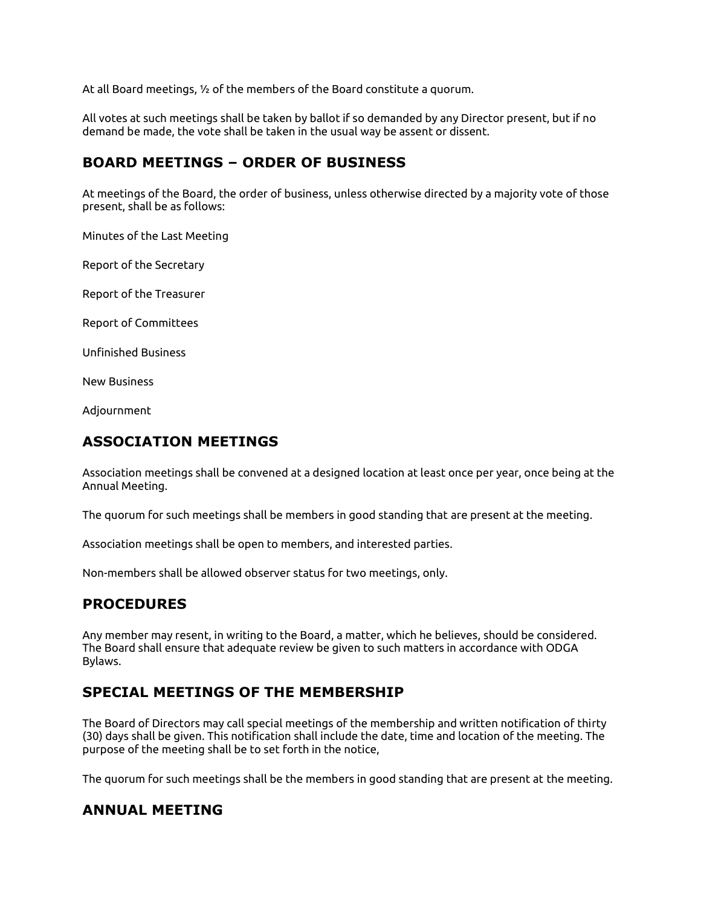At all Board meetings, ½ of the members of the Board constitute a quorum.

All votes at such meetings shall be taken by ballot if so demanded by any Director present, but if no demand be made, the vote shall be taken in the usual way be assent or dissent.

## BOARD MEETINGS – ORDER OF BUSINESS

At meetings of the Board, the order of business, unless otherwise directed by a majority vote of those present, shall be as follows:

Minutes of the Last Meeting

Report of the Secretary

Report of the Treasurer

Report of Committees

Unfinished Business

New Business

Adjournment

## ASSOCIATION MEETINGS

Association meetings shall be convened at a designed location at least once per year, once being at the Annual Meeting.

The quorum for such meetings shall be members in good standing that are present at the meeting.

Association meetings shall be open to members, and interested parties.

Non-members shall be allowed observer status for two meetings, only.

## PROCEDURES

Any member may resent, in writing to the Board, a matter, which he believes, should be considered. The Board shall ensure that adequate review be given to such matters in accordance with ODGA Bylaws.

## SPECIAL MEETINGS OF THE MEMBERSHIP

The Board of Directors may call special meetings of the membership and written notification of thirty (30) days shall be given. This notification shall include the date, time and location of the meeting. The purpose of the meeting shall be to set forth in the notice,

The quorum for such meetings shall be the members in good standing that are present at the meeting.

## ANNUAL MEETING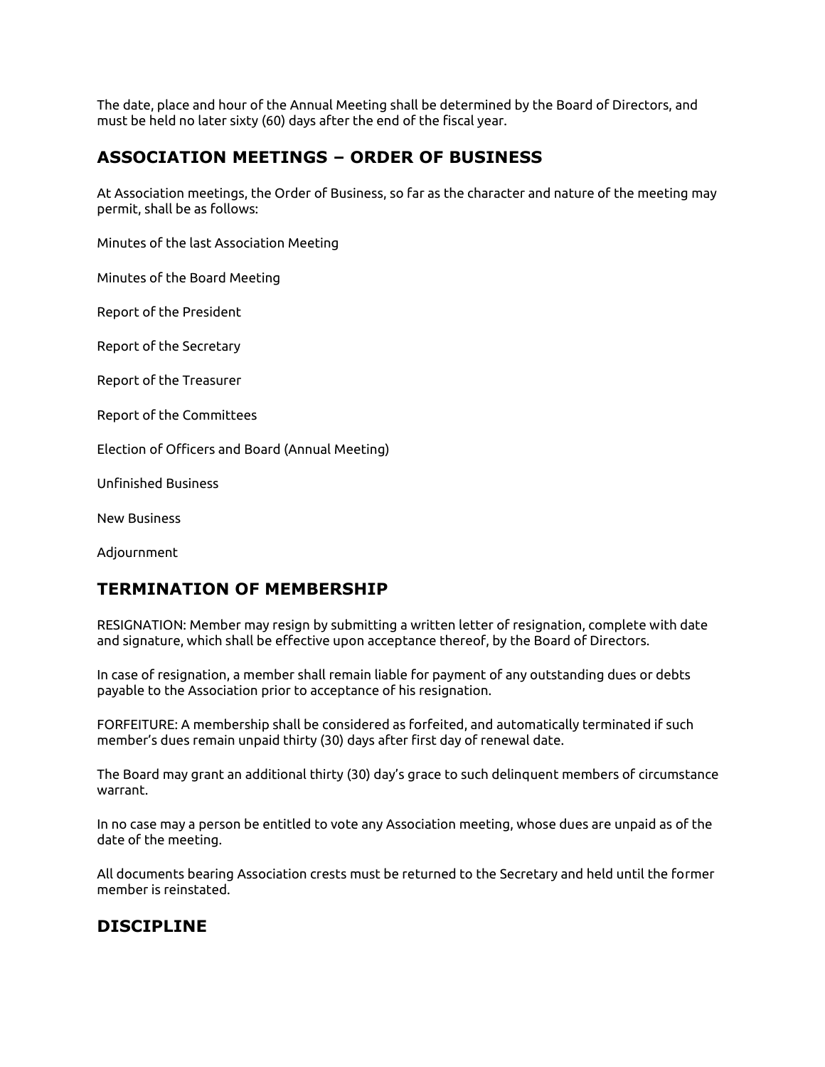The date, place and hour of the Annual Meeting shall be determined by the Board of Directors, and must be held no later sixty (60) days after the end of the fiscal year.

## ASSOCIATION MEETINGS – ORDER OF BUSINESS

At Association meetings, the Order of Business, so far as the character and nature of the meeting may permit, shall be as follows:

Minutes of the last Association Meeting

Minutes of the Board Meeting

Report of the President

Report of the Secretary

Report of the Treasurer

Report of the Committees

Election of Officers and Board (Annual Meeting)

Unfinished Business

New Business

Adjournment

## TERMINATION OF MEMBERSHIP

RESIGNATION: Member may resign by submitting a written letter of resignation, complete with date and signature, which shall be effective upon acceptance thereof, by the Board of Directors.

In case of resignation, a member shall remain liable for payment of any outstanding dues or debts payable to the Association prior to acceptance of his resignation.

FORFEITURE: A membership shall be considered as forfeited, and automatically terminated if such member's dues remain unpaid thirty (30) days after first day of renewal date.

The Board may grant an additional thirty (30) day's grace to such delinquent members of circumstance warrant.

In no case may a person be entitled to vote any Association meeting, whose dues are unpaid as of the date of the meeting.

All documents bearing Association crests must be returned to the Secretary and held until the former member is reinstated.

## DISCIPLINE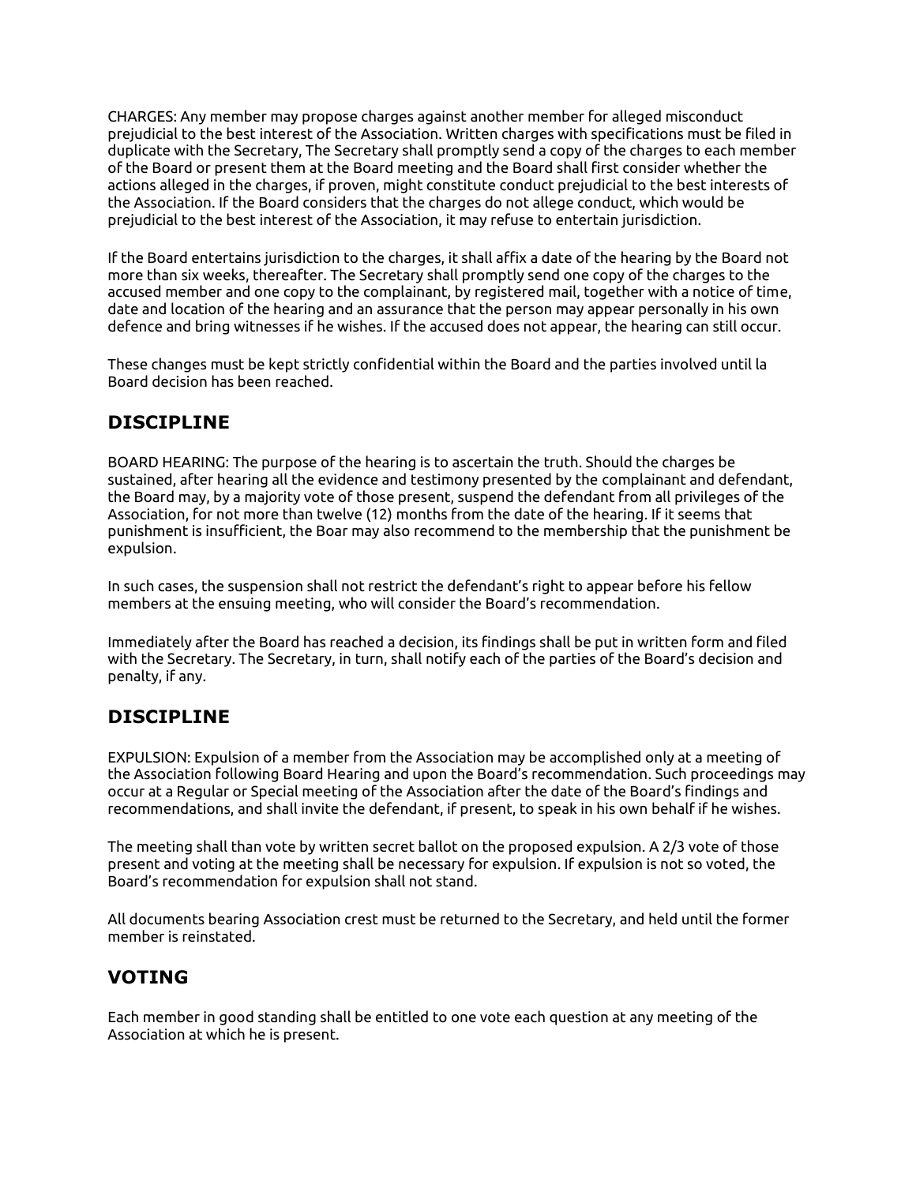CHARGES: Any member may propose charges against another member for alleged misconduct prejudicial to the best interest of the Association. Written charges with specifications must be filed in duplicate with the Secretary, The Secretary shall promptly send a copy of the charges to each member of the Board or present them at the Board meeting and the Board shall first consider whether the actions alleged in the charges, if proven, might constitute conduct prejudicial to the best interests of the Association. If the Board considers that the charges do not allege conduct, which would be prejudicial to the best interest of the Association, it may refuse to entertain jurisdiction.

If the Board entertains jurisdiction to the charges, it shall affix a date of the hearing by the Board not more than six weeks, thereafter. The Secretary shall promptly send one copy of the charges to the accused member and one copy to the complainant, by registered mail, together with a notice of time, date and location of the hearing and an assurance that the person may appear personally in his own defence and bring witnesses if he wishes. If the accused does not appear, the hearing can still occur.

These changes must be kept strictly confidential within the Board and the parties involved until la Board decision has been reached.

## DISCIPLINE

BOARD HEARING: The purpose of the hearing is to ascertain the truth. Should the charges be sustained, after hearing all the evidence and testimony presented by the complainant and defendant, the Board may, by a majority vote of those present, suspend the defendant from all privileges of the Association, for not more than twelve (12) months from the date of the hearing. If it seems that punishment is insufficient, the Boar may also recommend to the membership that the punishment be expulsion.

In such cases, the suspension shall not restrict the defendant's right to appear before his fellow members at the ensuing meeting, who will consider the Board's recommendation.

Immediately after the Board has reached a decision, its findings shall be put in written form and filed with the Secretary. The Secretary, in turn, shall notify each of the parties of the Board's decision and penalty, if any.

## DISCIPLINE

EXPULSION: Expulsion of a member from the Association may be accomplished only at a meeting of the Association following Board Hearing and upon the Board's recommendation. Such proceedings may occur at a Regular or Special meeting of the Association after the date of the Board's findings and recommendations, and shall invite the defendant, if present, to speak in his own behalf if he wishes.

The meeting shall than vote by written secret ballot on the proposed expulsion. A 2/3 vote of those present and voting at the meeting shall be necessary for expulsion. If expulsion is not so voted, the Board's recommendation for expulsion shall not stand.

All documents bearing Association crest must be returned to the Secretary, and held until the former member is reinstated.

## VOTING

Each member in good standing shall be entitled to one vote each question at any meeting of the Association at which he is present.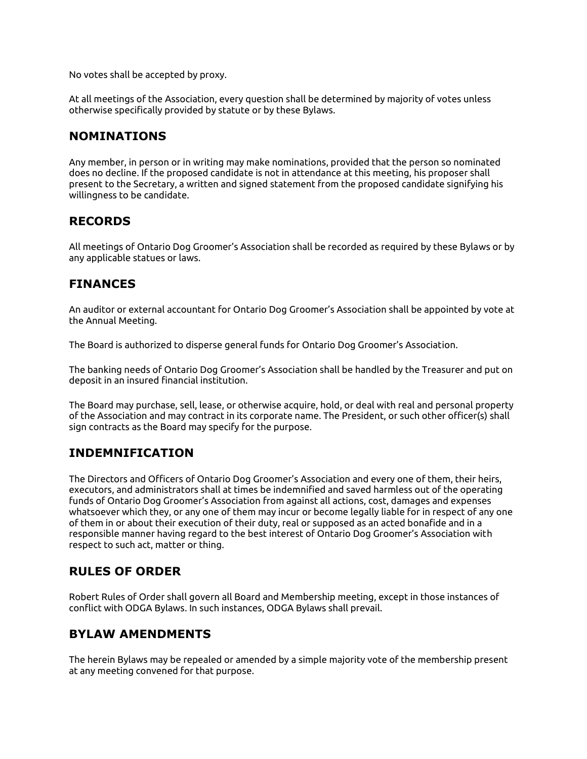No votes shall be accepted by proxy.

At all meetings of the Association, every question shall be determined by majority of votes unless otherwise specifically provided by statute or by these Bylaws.

## NOMINATIONS

Any member, in person or in writing may make nominations, provided that the person so nominated does no decline. If the proposed candidate is not in attendance at this meeting, his proposer shall present to the Secretary, a written and signed statement from the proposed candidate signifying his willingness to be candidate.

## RECORDS

All meetings of Ontario Dog Groomer's Association shall be recorded as required by these Bylaws or by any applicable statues or laws.

## FINANCES

An auditor or external accountant for Ontario Dog Groomer's Association shall be appointed by vote at the Annual Meeting.

The Board is authorized to disperse general funds for Ontario Dog Groomer's Association.

The banking needs of Ontario Dog Groomer's Association shall be handled by the Treasurer and put on deposit in an insured financial institution.

The Board may purchase, sell, lease, or otherwise acquire, hold, or deal with real and personal property of the Association and may contract in its corporate name. The President, or such other officer(s) shall sign contracts as the Board may specify for the purpose.

## INDEMNIFICATION

The Directors and Officers of Ontario Dog Groomer's Association and every one of them, their heirs, executors, and administrators shall at times be indemnified and saved harmless out of the operating funds of Ontario Dog Groomer's Association from against all actions, cost, damages and expenses whatsoever which they, or any one of them may incur or become legally liable for in respect of any one of them in or about their execution of their duty, real or supposed as an acted bonafide and in a responsible manner having regard to the best interest of Ontario Dog Groomer's Association with respect to such act, matter or thing.

## RULES OF ORDER

Robert Rules of Order shall govern all Board and Membership meeting, except in those instances of conflict with ODGA Bylaws. In such instances, ODGA Bylaws shall prevail.

## BYLAW AMENDMENTS

The herein Bylaws may be repealed or amended by a simple majority vote of the membership present at any meeting convened for that purpose.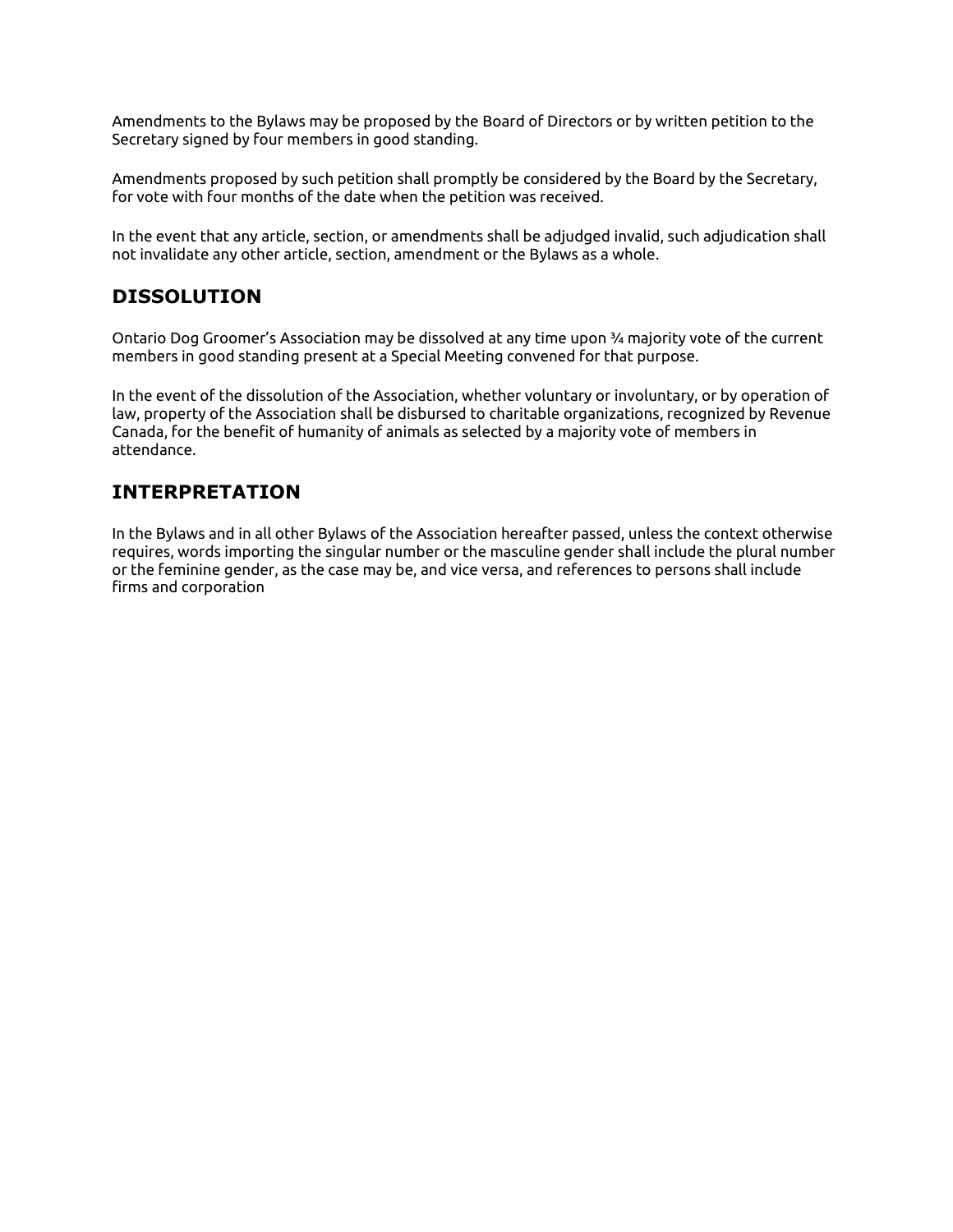Amendments to the Bylaws may be proposed by the Board of Directors or by written petition to the Secretary signed by four members in good standing.

Amendments proposed by such petition shall promptly be considered by the Board by the Secretary, for vote with four months of the date when the petition was received.

In the event that any article, section, or amendments shall be adjudged invalid, such adjudication shall not invalidate any other article, section, amendment or the Bylaws as a whole.

## DISSOLUTION

Ontario Dog Groomer's Association may be dissolved at any time upon ¾ majority vote of the current members in good standing present at a Special Meeting convened for that purpose.

In the event of the dissolution of the Association, whether voluntary or involuntary, or by operation of law, property of the Association shall be disbursed to charitable organizations, recognized by Revenue Canada, for the benefit of humanity of animals as selected by a majority vote of members in attendance.

## INTERPRETATION

In the Bylaws and in all other Bylaws of the Association hereafter passed, unless the context otherwise requires, words importing the singular number or the masculine gender shall include the plural number or the feminine gender, as the case may be, and vice versa, and references to persons shall include firms and corporation